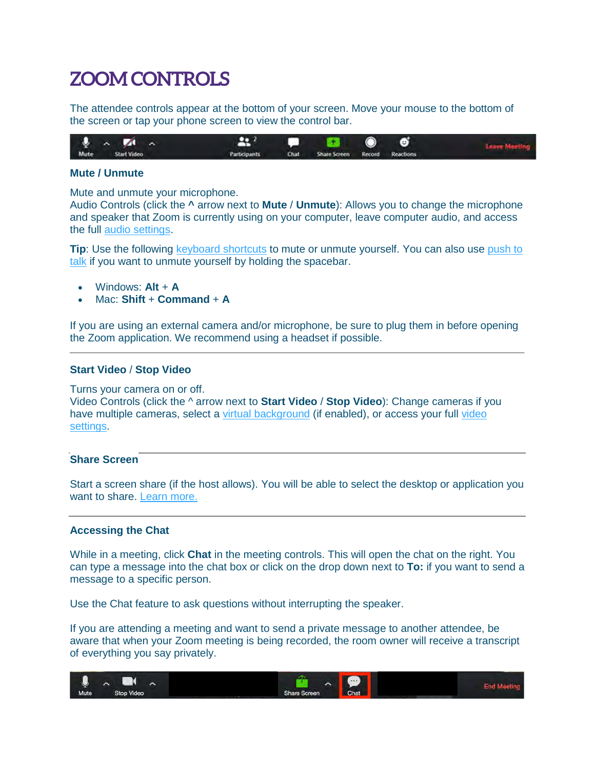# ZOOM CONTROLS

The attendee controls appear at the bottom of your screen. Move your mouse to the bottom of the screen or tap your phone screen to view the control bar.

### Mute / Unmute

Mute and unmute your microphone.
Audio Controls (click the **^** arrow next to **Mute** / **Unmute**): Allows you to change the microphone and speaker that Zoom is currently using on your computer, leave computer audio, and access the full audio settings.

**Tip**: Use the following keyboard shortcuts to mute or unmute yourself. You can also use push to talk if you want to unmute yourself by holding the spacebar.

- Windows: **Alt** + **A**
- Mac: **Shift** + **Command** + **A**

If you are using an external camera and/or microphone, be sure to plug them in before opening the Zoom application. We recommend using a headset if possible.

---

### Start Video / Stop Video

Turns your camera on or off.
Video Controls (click the ^ arrow next to **Start Video** / **Stop Video**): Change cameras if you have multiple cameras, select a virtual background (if enabled), or access your full video settings.

---

### Share Screen

Start a screen share (if the host allows). You will be able to select the desktop or application you want to share. Learn more.

---

### Accessing the Chat

While in a meeting, click **Chat** in the meeting controls. This will open the chat on the right. You can type a message into the chat box or click on the drop down next to **To:** if you want to send a message to a specific person.

Use the Chat feature to ask questions without interrupting the speaker.

If you are attending a meeting and want to send a private message to another attendee, be aware that when your Zoom meeting is being recorded, the room owner will receive a transcript of everything you say privately.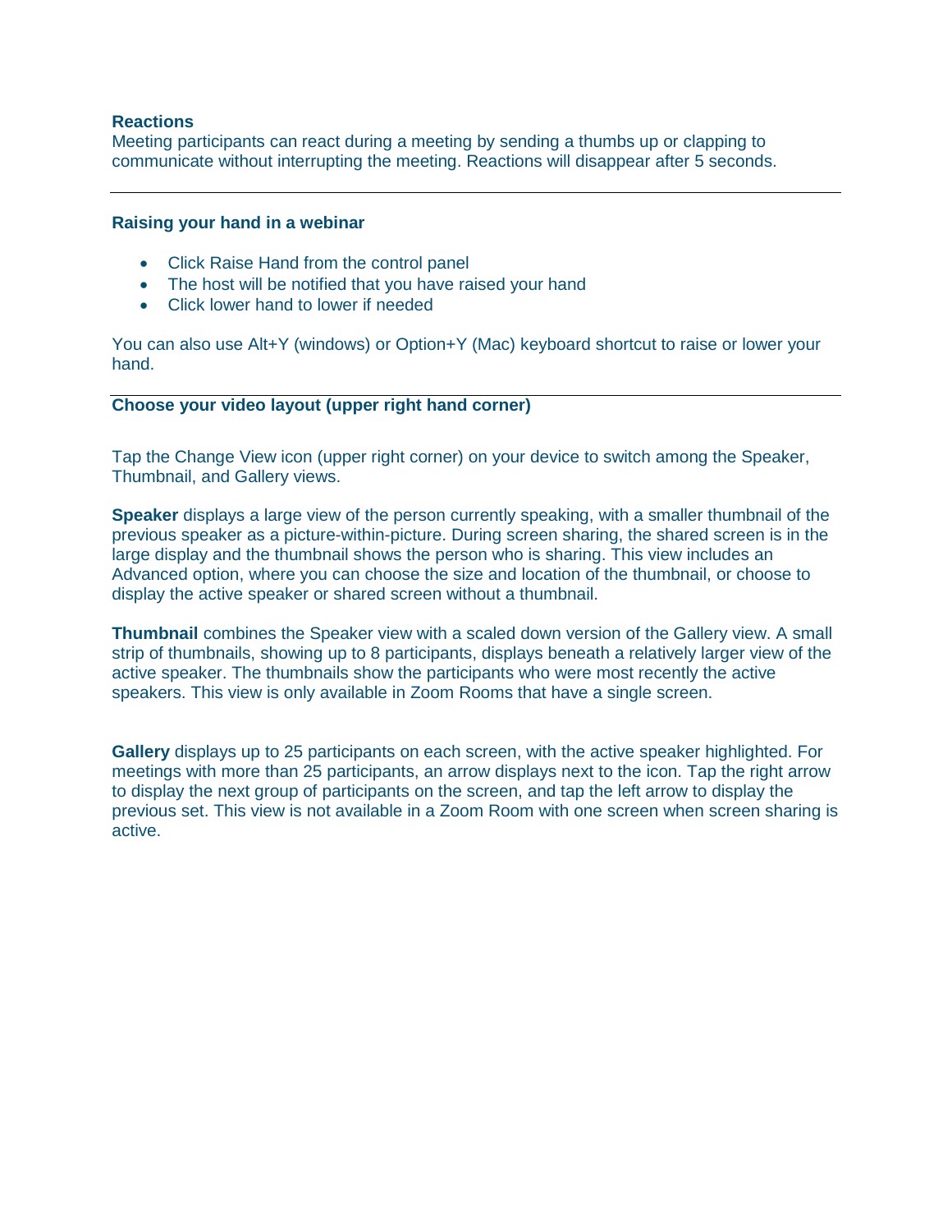**Reactions**

Meeting participants can react during a meeting by sending a thumbs up or clapping to communicate without interrupting the meeting. Reactions will disappear after 5 seconds.

---

**Raising your hand in a webinar**

- Click Raise Hand from the control panel
- The host will be notified that you have raised your hand
- Click lower hand to lower if needed

You can also use Alt+Y (windows) or Option+Y (Mac) keyboard shortcut to raise or lower your hand.

---

**Choose your video layout (upper right hand corner)**

Tap the Change View icon (upper right corner) on your device to switch among the Speaker, Thumbnail, and Gallery views.

**Speaker** displays a large view of the person currently speaking, with a smaller thumbnail of the previous speaker as a picture-within-picture. During screen sharing, the shared screen is in the large display and the thumbnail shows the person who is sharing. This view includes an Advanced option, where you can choose the size and location of the thumbnail, or choose to display the active speaker or shared screen without a thumbnail.

**Thumbnail** combines the Speaker view with a scaled down version of the Gallery view. A small strip of thumbnails, showing up to 8 participants, displays beneath a relatively larger view of the active speaker. The thumbnails show the participants who were most recently the active speakers. This view is only available in Zoom Rooms that have a single screen.

**Gallery** displays up to 25 participants on each screen, with the active speaker highlighted. For meetings with more than 25 participants, an arrow displays next to the icon. Tap the right arrow to display the next group of participants on the screen, and tap the left arrow to display the previous set. This view is not available in a Zoom Room with one screen when screen sharing is active.